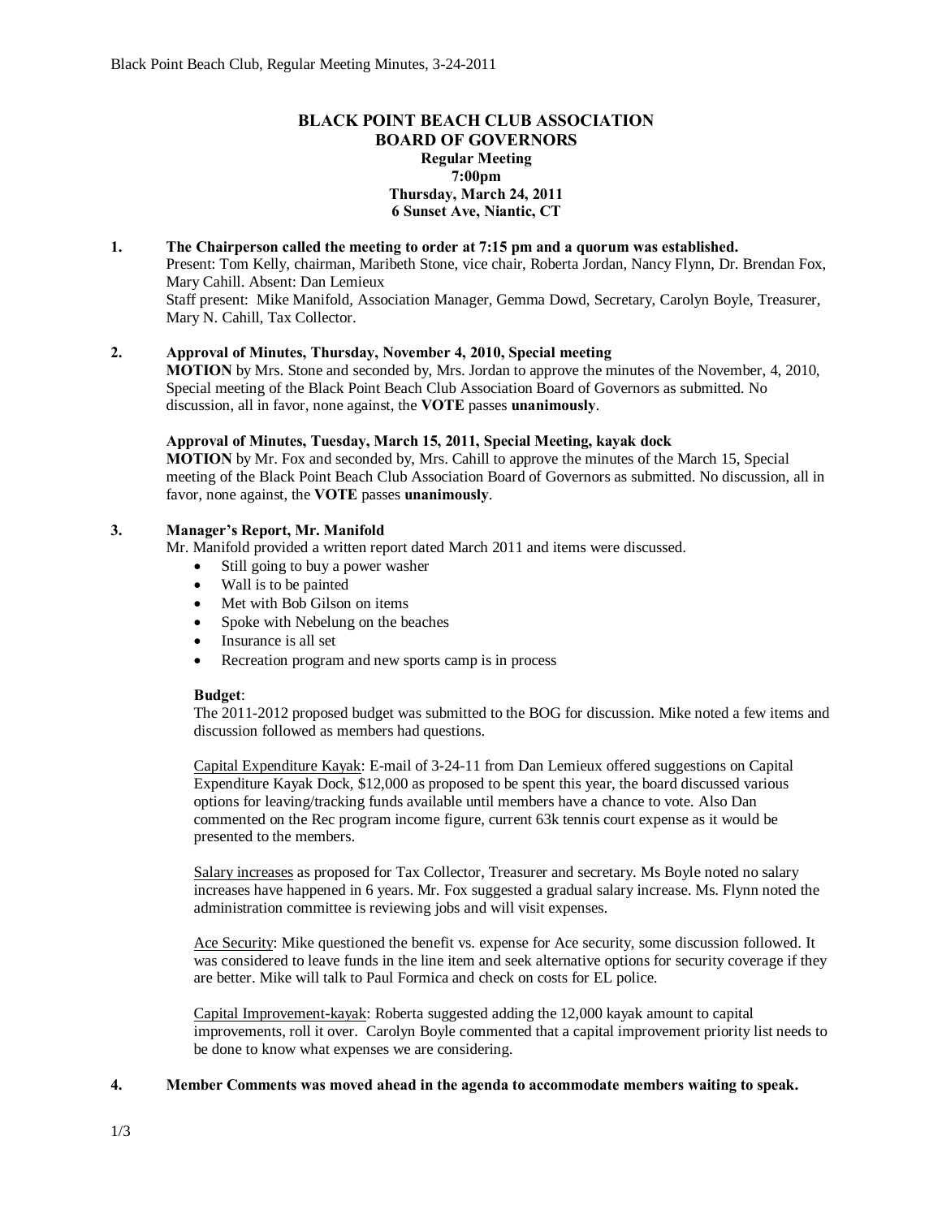# BLACK POINT BEACH CLUB ASSOCIATION
## BOARD OF GOVERNORS

**Regular Meeting**
**7:00pm**
**Thursday, March 24, 2011**
**6 Sunset Ave, Niantic, CT**

**1. The Chairperson called the meeting to order at 7:15 pm and a quorum was established.**

Present: Tom Kelly, chairman, Maribeth Stone, vice chair, Roberta Jordan, Nancy Flynn, Dr. Brendan Fox, Mary Cahill. Absent: Dan Lemieux

Staff present: Mike Manifold, Association Manager, Gemma Dowd, Secretary, Carolyn Boyle, Treasurer, Mary N. Cahill, Tax Collector.

**2. Approval of Minutes, Thursday, November 4, 2010, Special meeting**

**MOTION** by Mrs. Stone and seconded by, Mrs. Jordan to approve the minutes of the November, 4, 2010, Special meeting of the Black Point Beach Club Association Board of Governors as submitted. No discussion, all in favor, none against, the **VOTE** passes **unanimously**.

**Approval of Minutes, Tuesday, March 15, 2011, Special Meeting, kayak dock**

**MOTION** by Mr. Fox and seconded by, Mrs. Cahill to approve the minutes of the March 15, Special meeting of the Black Point Beach Club Association Board of Governors as submitted. No discussion, all in favor, none against, the **VOTE** passes **unanimously**.

**3. Manager's Report, Mr. Manifold**

Mr. Manifold provided a written report dated March 2011 and items were discussed.

- Still going to buy a power washer
- Wall is to be painted
- Met with Bob Gilson on items
- Spoke with Nebelung on the beaches
- Insurance is all set
- Recreation program and new sports camp is in process

**Budget**:

The 2011-2012 proposed budget was submitted to the BOG for discussion. Mike noted a few items and discussion followed as members had questions.

Capital Expenditure Kayak: E-mail of 3-24-11 from Dan Lemieux offered suggestions on Capital Expenditure Kayak Dock, $12,000 as proposed to be spent this year, the board discussed various options for leaving/tracking funds available until members have a chance to vote. Also Dan commented on the Rec program income figure, current 63k tennis court expense as it would be presented to the members.

Salary increases as proposed for Tax Collector, Treasurer and secretary. Ms Boyle noted no salary increases have happened in 6 years. Mr. Fox suggested a gradual salary increase. Ms. Flynn noted the administration committee is reviewing jobs and will visit expenses.

Ace Security: Mike questioned the benefit vs. expense for Ace security, some discussion followed. It was considered to leave funds in the line item and seek alternative options for security coverage if they are better. Mike will talk to Paul Formica and check on costs for EL police.

Capital Improvement-kayak: Roberta suggested adding the 12,000 kayak amount to capital improvements, roll it over. Carolyn Boyle commented that a capital improvement priority list needs to be done to know what expenses we are considering.

**4. Member Comments was moved ahead in the agenda to accommodate members waiting to speak.**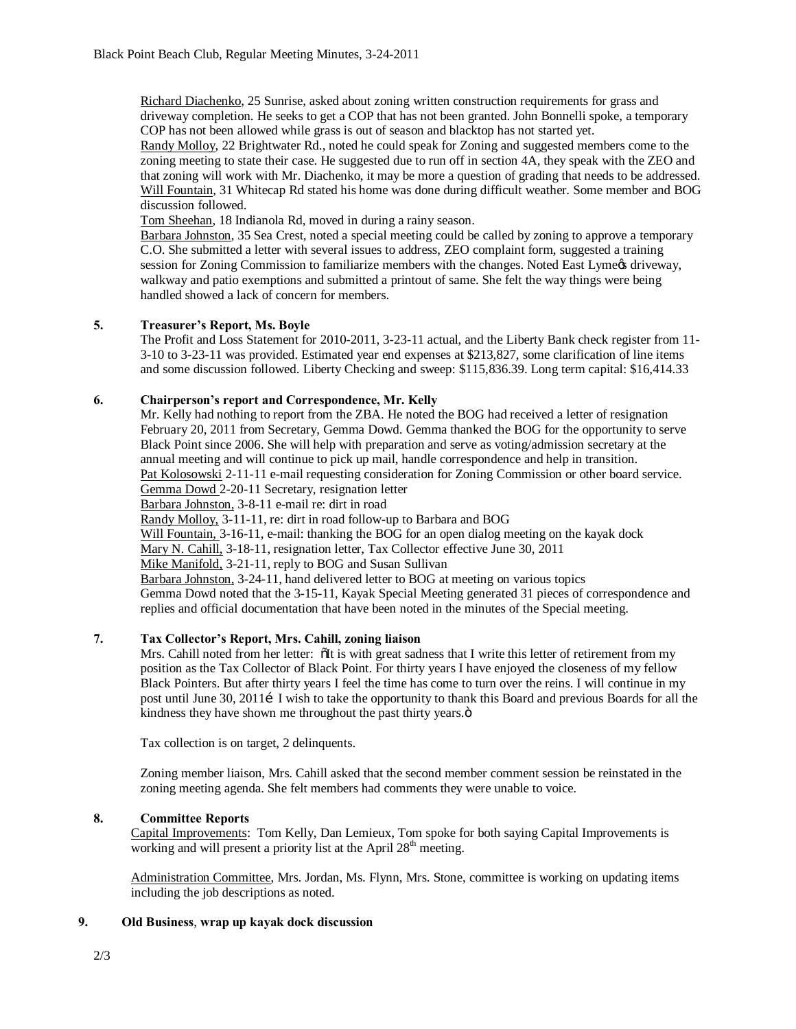Richard Diachenko, 25 Sunrise, asked about zoning written construction requirements for grass and driveway completion. He seeks to get a COP that has not been granted. John Bonnelli spoke, a temporary COP has not been allowed while grass is out of season and blacktop has not started yet.
Randy Molloy, 22 Brightwater Rd., noted he could speak for Zoning and suggested members come to the zoning meeting to state their case. He suggested due to run off in section 4A, they speak with the ZEO and that zoning will work with Mr. Diachenko, it may be more a question of grading that needs to be addressed.
Will Fountain, 31 Whitecap Rd stated his home was done during difficult weather. Some member and BOG discussion followed.
Tom Sheehan, 18 Indianola Rd, moved in during a rainy season.
Barbara Johnston, 35 Sea Crest, noted a special meeting could be called by zoning to approve a temporary C.O. She submitted a letter with several issues to address, ZEO complaint form, suggested a training session for Zoning Commission to familiarize members with the changes. Noted East Lyme's driveway, walkway and patio exemptions and submitted a printout of same. She felt the way things were being handled showed a lack of concern for members.

**5. Treasurer's Report, Ms. Boyle**

The Profit and Loss Statement for 2010-2011, 3-23-11 actual, and the Liberty Bank check register from 11-3-10 to 3-23-11 was provided. Estimated year end expenses at $213,827, some clarification of line items and some discussion followed. Liberty Checking and sweep: $115,836.39. Long term capital: $16,414.33

**6. Chairperson's report and Correspondence, Mr. Kelly**

Mr. Kelly had nothing to report from the ZBA. He noted the BOG had received a letter of resignation February 20, 2011 from Secretary, Gemma Dowd. Gemma thanked the BOG for the opportunity to serve Black Point since 2006. She will help with preparation and serve as voting/admission secretary at the annual meeting and will continue to pick up mail, handle correspondence and help in transition.
Pat Kolosowski 2-11-11 e-mail requesting consideration for Zoning Commission or other board service.
Gemma Dowd 2-20-11 Secretary, resignation letter
Barbara Johnston, 3-8-11 e-mail re: dirt in road
Randy Molloy, 3-11-11, re: dirt in road follow-up to Barbara and BOG
Will Fountain, 3-16-11, e-mail: thanking the BOG for an open dialog meeting on the kayak dock
Mary N. Cahill, 3-18-11, resignation letter, Tax Collector effective June 30, 2011
Mike Manifold, 3-21-11, reply to BOG and Susan Sullivan
Barbara Johnston, 3-24-11, hand delivered letter to BOG at meeting on various topics
Gemma Dowd noted that the 3-15-11, Kayak Special Meeting generated 31 pieces of correspondence and replies and official documentation that have been noted in the minutes of the Special meeting.

**7. Tax Collector's Report, Mrs. Cahill, zoning liaison**

Mrs. Cahill noted from her letter: "It is with great sadness that I write this letter of retirement from my position as the Tax Collector of Black Point. For thirty years I have enjoyed the closeness of my fellow Black Pointers. But after thirty years I feel the time has come to turn over the reins. I will continue in my post until June 30, 2011… I wish to take the opportunity to thank this Board and previous Boards for all the kindness they have shown me throughout the past thirty years."

Tax collection is on target, 2 delinquents.

Zoning member liaison, Mrs. Cahill asked that the second member comment session be reinstated in the zoning meeting agenda. She felt members had comments they were unable to voice.

**8. Committee Reports**

Capital Improvements: Tom Kelly, Dan Lemieux, Tom spoke for both saying Capital Improvements is working and will present a priority list at the April 28th meeting.

Administration Committee, Mrs. Jordan, Ms. Flynn, Mrs. Stone, committee is working on updating items including the job descriptions as noted.

**9. Old Business, wrap up kayak dock discussion**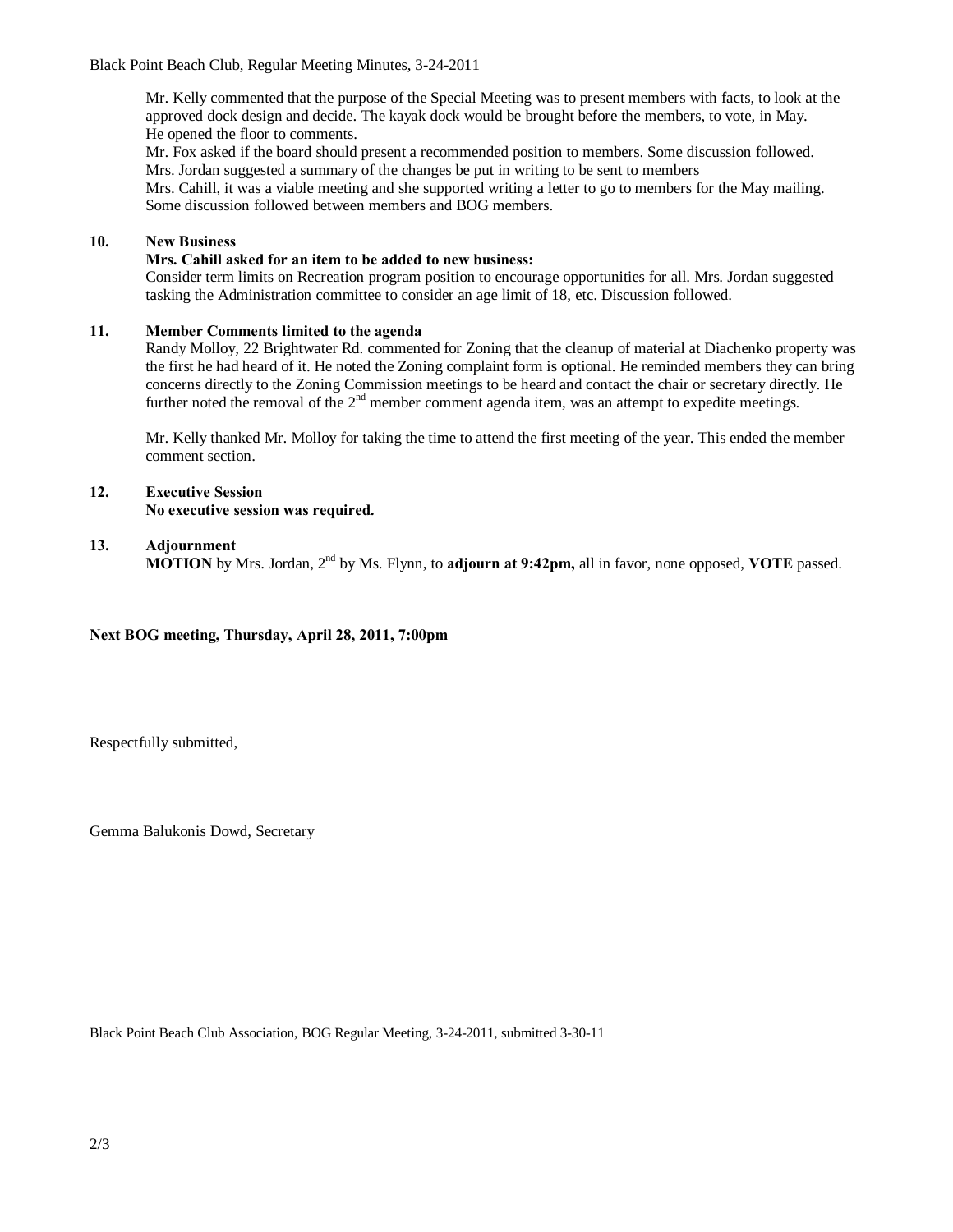Mr. Kelly commented that the purpose of the Special Meeting was to present members with facts, to look at the approved dock design and decide. The kayak dock would be brought before the members, to vote, in May. He opened the floor to comments.
Mr. Fox asked if the board should present a recommended position to members. Some discussion followed.
Mrs. Jordan suggested a summary of the changes be put in writing to be sent to members
Mrs. Cahill, it was a viable meeting and she supported writing a letter to go to members for the May mailing. Some discussion followed between members and BOG members.

**10. New Business**

**Mrs. Cahill asked for an item to be added to new business:**
Consider term limits on Recreation program position to encourage opportunities for all. Mrs. Jordan suggested tasking the Administration committee to consider an age limit of 18, etc. Discussion followed.

**11. Member Comments limited to the agenda**

Randy Molloy, 22 Brightwater Rd. commented for Zoning that the cleanup of material at Diachenko property was the first he had heard of it. He noted the Zoning complaint form is optional. He reminded members they can bring concerns directly to the Zoning Commission meetings to be heard and contact the chair or secretary directly. He further noted the removal of the 2nd member comment agenda item, was an attempt to expedite meetings.

Mr. Kelly thanked Mr. Molloy for taking the time to attend the first meeting of the year. This ended the member comment section.

**12. Executive Session**
**No executive session was required.**

**13. Adjournment**
**MOTION** by Mrs. Jordan, 2nd by Ms. Flynn, to **adjourn at 9:42pm,** all in favor, none opposed, **VOTE** passed.

**Next BOG meeting, Thursday, April 28, 2011, 7:00pm**

Respectfully submitted,

Gemma Balukonis Dowd, Secretary

Black Point Beach Club Association, BOG Regular Meeting, 3-24-2011, submitted 3-30-11